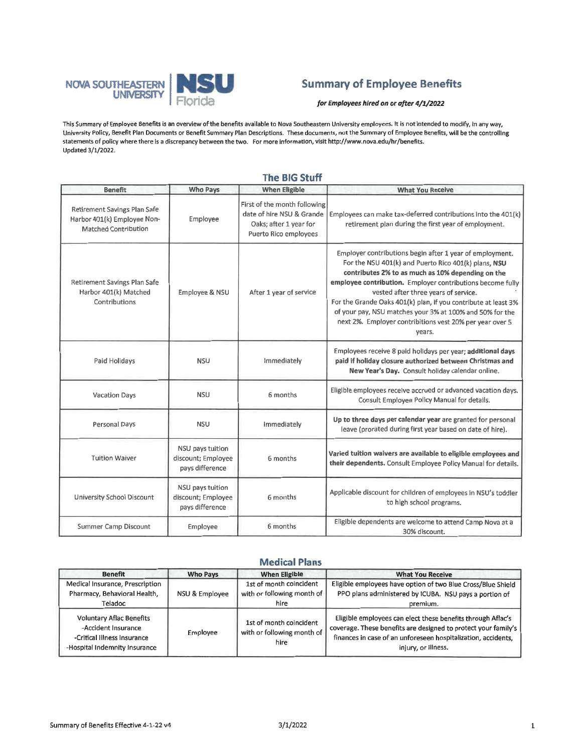# Summary of Employee Benefits

***for Employees hired on or after 4/1/2022***

This Summary of Employee Benefits is an overview of the benefits available to Nova Southeastern University employees. It is not intended to modify, in any way, University Policy, Benefit Plan Documents or Benefit Summary Plan Descriptions. These documents, not the Summary of Employee Benefits, will be the controlling statements of policy where there is a discrepancy between the two. For more information, visit http://www.nova.edu/hr/benefits.
Updated 3/1/2022.

## The BIG Stuff

| Benefit | Who Pays | When Eligible | What You Receive |
|---|---|---|---|
| Retirement Savings Plan Safe Harbor 401(k) Employee Non-Matched Contribution | Employee | First of the month following date of hire NSU & Grande Oaks; after 1 year for Puerto Rico employees | Employees can make tax-deferred contributions into the 401(k) retirement plan during the first year of employment. |
| Retirement Savings Plan Safe Harbor 401(k) Matched Contributions | Employee & NSU | After 1 year of service | Employer contributions begin after 1 year of employment. For the NSU 401(k) and Puerto Rico 401(k) plans, **NSU contributes 2% to as much as 10% depending on the employee contribution.** Employer contributions become fully vested after three years of service. For the Grande Oaks 401(k) plan, if you contribute at least 3% of your pay, NSU matches your 3% at 100% and 50% for the next 2%. Employer contributions vest 20% per year over 5 years. |
| Paid Holidays | NSU | Immediately | Employees receive 8 paid holidays per year; **additional days paid if holiday closure authorized between Christmas and New Year's Day.** Consult holiday calendar online. |
| Vacation Days | NSU | 6 months | Eligible employees receive accrued or advanced vacation days. Consult Employee Policy Manual for details. |
| Personal Days | NSU | Immediately | **Up to three days per calendar year** are granted for personal leave (prorated during first year based on date of hire). |
| Tuition Waiver | NSU pays tuition discount; Employee pays difference | 6 months | **Varied tuition waivers are available to eligible employees and their dependents.** Consult Employee Policy Manual for details. |
| University School Discount | NSU pays tuition discount; Employee pays difference | 6 months | Applicable discount for children of employees in NSU's toddler to high school programs. |
| Summer Camp Discount | Employee | 6 months | Eligible dependents are welcome to attend Camp Nova at a 30% discount. |

## Medical Plans

| Benefit | Who Pays | When Eligible | What You Receive |
|---|---|---|---|
| Medical Insurance, Prescription Pharmacy, Behavioral Health, Teladoc | NSU & Employee | 1st of month coincident with or following month of hire | Eligible employees have option of two Blue Cross/Blue Shield PPO plans administered by ICUBA. NSU pays a portion of premium. |
| Voluntary Aflac Benefits -Accident Insurance -Critical Illness Insurance -Hospital Indemnity Insurance | Employee | 1st of month coincident with or following month of hire | Eligible employees can elect these benefits through Aflac's coverage. These benefits are designed to protect your family's finances in case of an unforeseen hospitalization, accidents, injury, or illness. |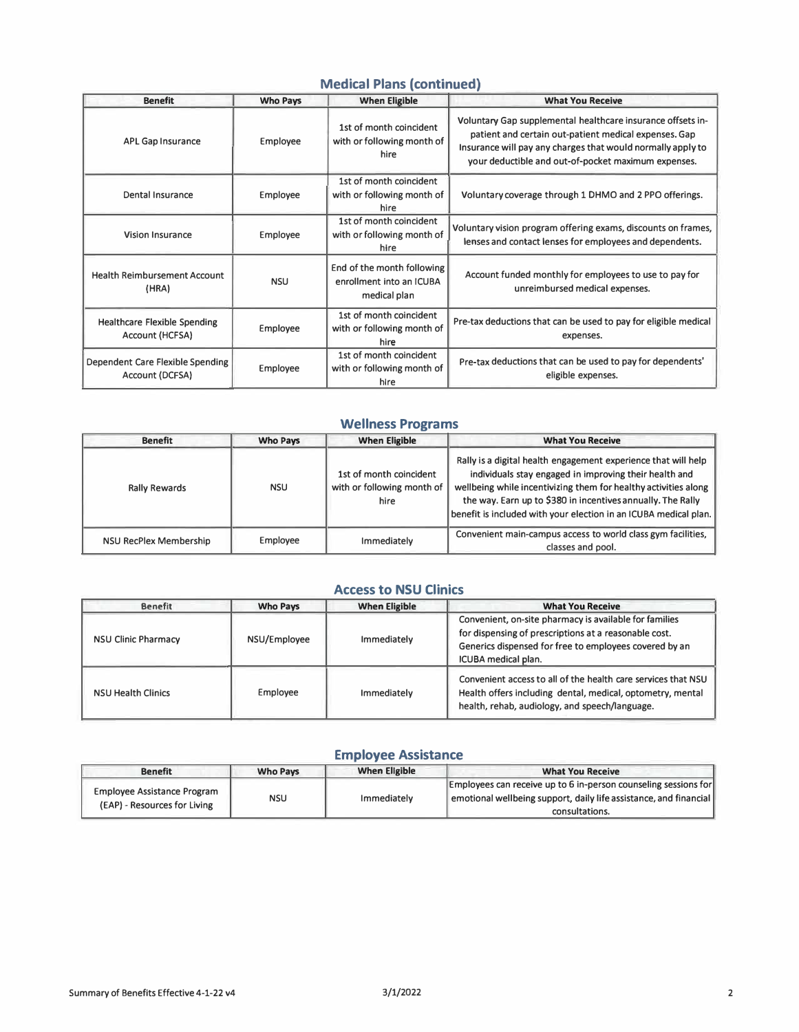## Medical Plans (continued)

| Benefit | Who Pays | When Eligible | What You Receive |
|---|---|---|---|
| APL Gap Insurance | Employee | 1st of month coincident with or following month of hire | Voluntary Gap supplemental healthcare insurance offsets in-patient and certain out-patient medical expenses. Gap Insurance will pay any charges that would normally apply to your deductible and out-of-pocket maximum expenses. |
| Dental Insurance | Employee | 1st of month coincident with or following month of hire | Voluntary coverage through 1 DHMO and 2 PPO offerings. |
| Vision Insurance | Employee | 1st of month coincident with or following month of hire | Voluntary vision program offering exams, discounts on frames, lenses and contact lenses for employees and dependents. |
| Health Reimbursement Account (HRA) | NSU | End of the month following enrollment into an ICUBA medical plan | Account funded monthly for employees to use to pay for unreimbursed medical expenses. |
| Healthcare Flexible Spending Account (HCFSA) | Employee | 1st of month coincident with or following month of hire | Pre-tax deductions that can be used to pay for eligible medical expenses. |
| Dependent Care Flexible Spending Account (DCFSA) | Employee | 1st of month coincident with or following month of hire | Pre-tax deductions that can be used to pay for dependents' eligible expenses. |

## Wellness Programs

| Benefit | Who Pays | When Eligible | What You Receive |
|---|---|---|---|
| Rally Rewards | NSU | 1st of month coincident with or following month of hire | Rally is a digital health engagement experience that will help individuals stay engaged in improving their health and wellbeing while incentivizing them for healthy activities along the way. Earn up to $380 in incentives annually. The Rally benefit is included with your election in an ICUBA medical plan. |
| NSU RecPlex Membership | Employee | Immediately | Convenient main-campus access to world class gym facilities, classes and pool. |

## Access to NSU Clinics

| Benefit | Who Pays | When Eligible | What You Receive |
|---|---|---|---|
| NSU Clinic Pharmacy | NSU/Employee | Immediately | Convenient, on-site pharmacy is available for families for dispensing of prescriptions at a reasonable cost. Generics dispensed for free to employees covered by an ICUBA medical plan. |
| NSU Health Clinics | Employee | Immediately | Convenient access to all of the health care services that NSU Health offers including dental, medical, optometry, mental health, rehab, audiology, and speech/language. |

## Employee Assistance

| Benefit | Who Pays | When Eligible | What You Receive |
|---|---|---|---|
| Employee Assistance Program (EAP) - Resources for Living | NSU | Immediately | Employees can receive up to 6 in-person counseling sessions for emotional wellbeing support, daily life assistance, and financial consultations. |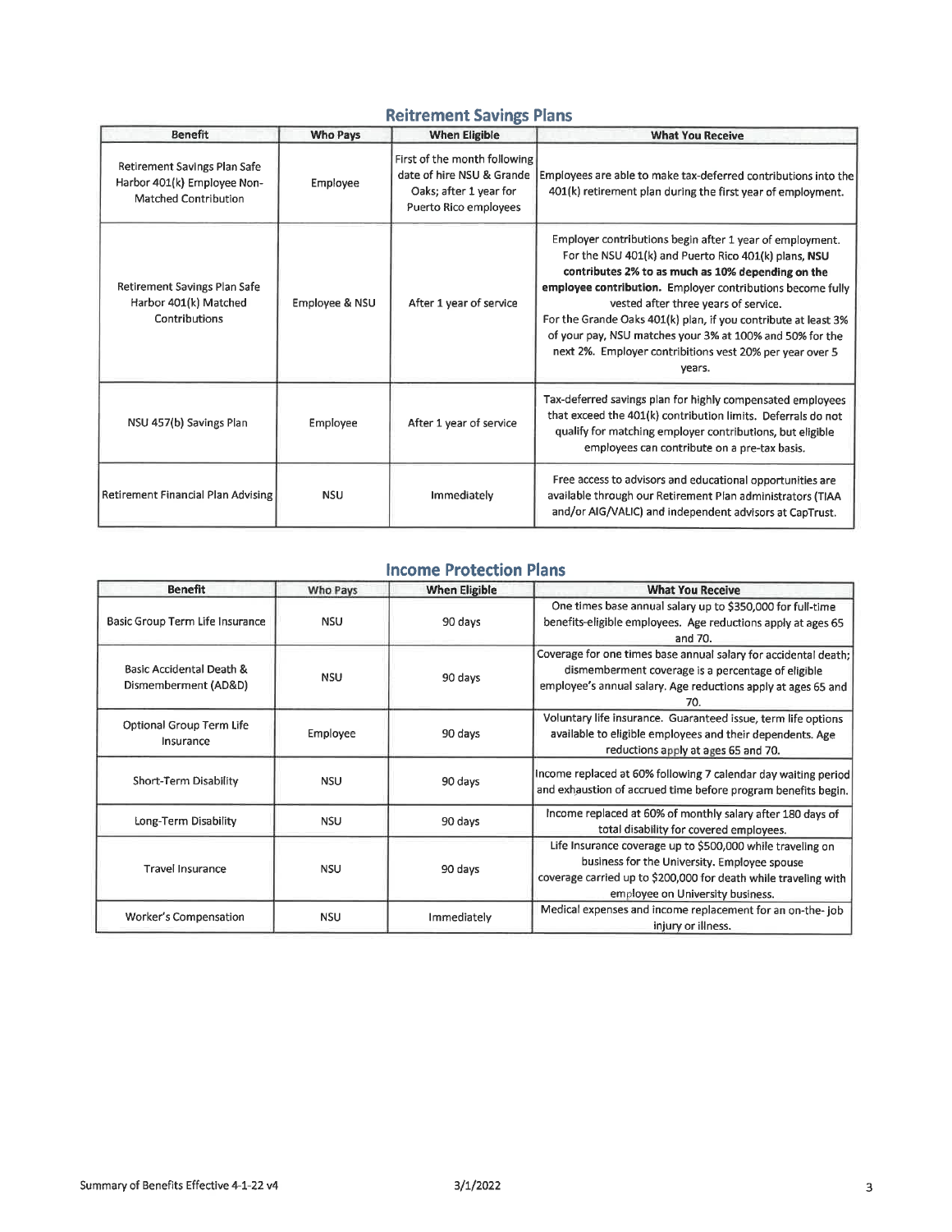## Retirement Savings Plans

| Benefit | Who Pays | When Eligible | What You Receive |
|---|---|---|---|
| Retirement Savings Plan Safe Harbor 401(k) Employee Non-Matched Contribution | Employee | First of the month following date of hire NSU & Grande Oaks; after 1 year for Puerto Rico employees | Employees are able to make tax-deferred contributions into the 401(k) retirement plan during the first year of employment. |
| Retirement Savings Plan Safe Harbor 401(k) Matched Contributions | Employee & NSU | After 1 year of service | Employer contributions begin after 1 year of employment. For the NSU 401(k) and Puerto Rico 401(k) plans, **NSU contributes 2% to as much as 10% depending on the employee contribution.** Employer contributions become fully vested after three years of service. For the Grande Oaks 401(k) plan, if you contribute at least 3% of your pay, NSU matches your 3% at 100% and 50% for the next 2%. Employer contributions vest 20% per year over 5 years. |
| NSU 457(b) Savings Plan | Employee | After 1 year of service | Tax-deferred savings plan for highly compensated employees that exceed the 401(k) contribution limits. Deferrals do not qualify for matching employer contributions, but eligible employees can contribute on a pre-tax basis. |
| Retirement Financial Plan Advising | NSU | Immediately | Free access to advisors and educational opportunities are available through our Retirement Plan administrators (TIAA and/or AIG/VALIC) and independent advisors at CapTrust. |

## Income Protection Plans

| Benefit | Who Pays | When Eligible | What You Receive |
|---|---|---|---|
| Basic Group Term Life Insurance | NSU | 90 days | One times base annual salary up to $350,000 for full-time benefits-eligible employees. Age reductions apply at ages 65 and 70. |
| Basic Accidental Death & Dismemberment (AD&D) | NSU | 90 days | Coverage for one times base annual salary for accidental death; dismemberment coverage is a percentage of eligible employee's annual salary. Age reductions apply at ages 65 and 70. |
| Optional Group Term Life Insurance | Employee | 90 days | Voluntary life insurance. Guaranteed issue, term life options available to eligible employees and their dependents. Age reductions apply at ages 65 and 70. |
| Short-Term Disability | NSU | 90 days | Income replaced at 60% following 7 calendar day waiting period and exhaustion of accrued time before program benefits begin. |
| Long-Term Disability | NSU | 90 days | Income replaced at 60% of monthly salary after 180 days of total disability for covered employees. |
| Travel Insurance | NSU | 90 days | Life Insurance coverage up to $500,000 while traveling on business for the University. Employee spouse coverage carried up to $200,000 for death while traveling with employee on University business. |
| Worker's Compensation | NSU | Immediately | Medical expenses and income replacement for an on-the- job injury or illness. |

Summary of Benefits Effective 4-1-22 v4 3/1/2022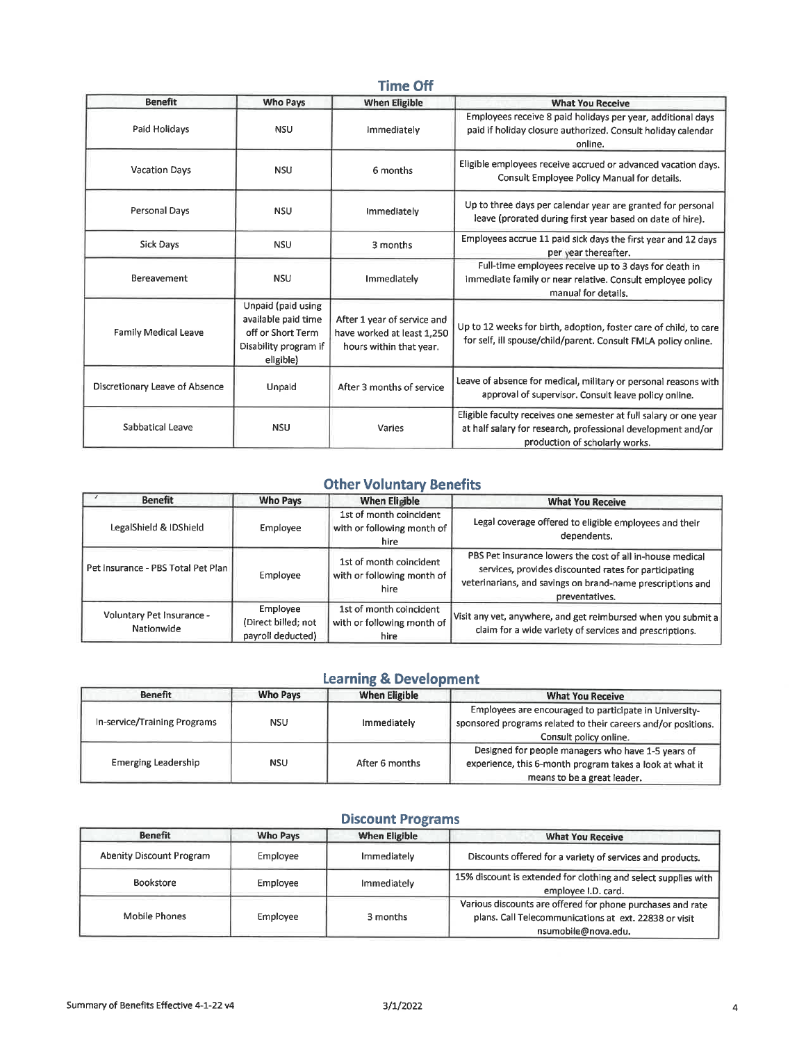## Time Off

| Benefit | Who Pays | When Eligible | What You Receive |
|---|---|---|---|
| Paid Holidays | NSU | Immediately | Employees receive 8 paid holidays per year, additional days paid if holiday closure authorized. Consult holiday calendar online. |
| Vacation Days | NSU | 6 months | Eligible employees receive accrued or advanced vacation days. Consult Employee Policy Manual for details. |
| Personal Days | NSU | Immediately | Up to three days per calendar year are granted for personal leave (prorated during first year based on date of hire). |
| Sick Days | NSU | 3 months | Employees accrue 11 paid sick days the first year and 12 days per year thereafter. |
| Bereavement | NSU | Immediately | Full-time employees receive up to 3 days for death in immediate family or near relative. Consult employee policy manual for details. |
| Family Medical Leave | Unpaid (paid using available paid time off or Short Term Disability program if eligible) | After 1 year of service and have worked at least 1,250 hours within that year. | Up to 12 weeks for birth, adoption, foster care of child, to care for self, ill spouse/child/parent. Consult FMLA policy online. |
| Discretionary Leave of Absence | Unpaid | After 3 months of service | Leave of absence for medical, military or personal reasons with approval of supervisor. Consult leave policy online. |
| Sabbatical Leave | NSU | Varies | Eligible faculty receives one semester at full salary or one year at half salary for research, professional development and/or production of scholarly works. |

## Other Voluntary Benefits

| Benefit | Who Pays | When Eligible | What You Receive |
|---|---|---|---|
| LegalShield & IDShield | Employee | 1st of month coincident with or following month of hire | Legal coverage offered to eligible employees and their dependents. |
| Pet Insurance - PBS Total Pet Plan | Employee | 1st of month coincident with or following month of hire | PBS Pet insurance lowers the cost of all in-house medical services, provides discounted rates for participating veterinarians, and savings on brand-name prescriptions and preventatives. |
| Voluntary Pet Insurance - Nationwide | Employee (Direct billed; not payroll deducted) | 1st of month coincident with or following month of hire | Visit any vet, anywhere, and get reimbursed when you submit a claim for a wide variety of services and prescriptions. |

## Learning & Development

| Benefit | Who Pays | When Eligible | What You Receive |
|---|---|---|---|
| In-service/Training Programs | NSU | Immediately | Employees are encouraged to participate in University-sponsored programs related to their careers and/or positions. Consult policy online. |
| Emerging Leadership | NSU | After 6 months | Designed for people managers who have 1-5 years of experience, this 6-month program takes a look at what it means to be a great leader. |

## Discount Programs

| Benefit | Who Pays | When Eligible | What You Receive |
|---|---|---|---|
| Abenity Discount Program | Employee | Immediately | Discounts offered for a variety of services and products. |
| Bookstore | Employee | Immediately | 15% discount is extended for clothing and select supplies with employee I.D. card. |
| Mobile Phones | Employee | 3 months | Various discounts are offered for phone purchases and rate plans. Call Telecommunications at ext. 22838 or visit nsumobile@nova.edu. |